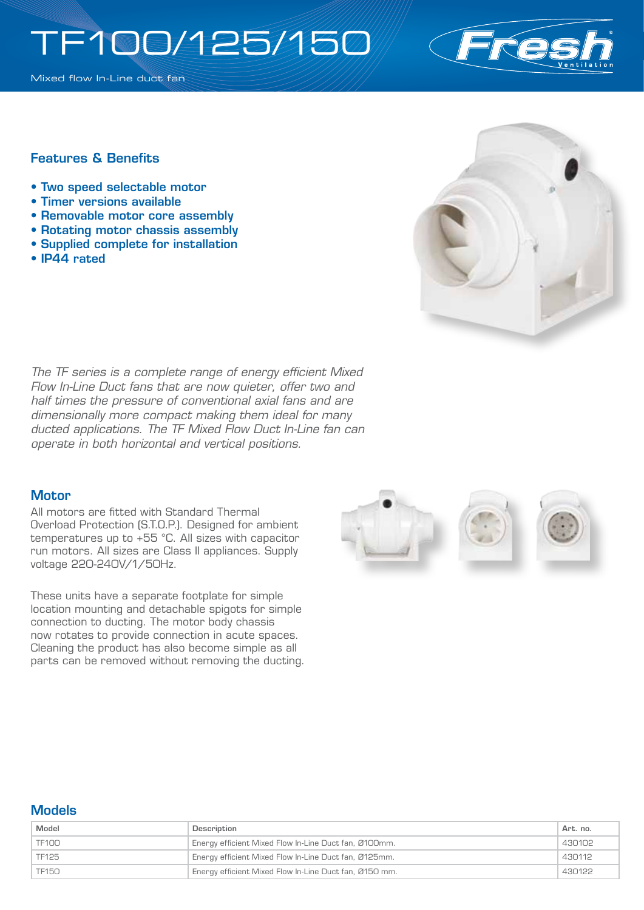# TF100/125/150

Mixed flow In-Line duct fan

## Features & Benefits

- **Two speed selectable motor**
- **Timer versions available**
- **Removable motor core assembly**
- **Rotating motor chassis assembly**
- **Supplied complete for installation**
- **IP44 rated**

*The TF series is a complete range of energy efficient Mixed Flow In-Line Duct fans that are now quieter, offer two and half times the pressure of conventional axial fans and are dimensionally more compact making them ideal for many ducted applications. The TF Mixed Flow Duct In-Line fan can operate in both horizontal and vertical positions.*

## Motor

All motors are fitted with Standard Thermal Overload Protection (S.T.O.P.). Designed for ambient temperatures up to +55 °C. All sizes with capacitor run motors. All sizes are Class II appliances. Supply voltage 220-240V/1/50Hz.

These units have a separate footplate for simple location mounting and detachable spigots for simple connection to ducting. The motor body chassis now rotates to provide connection in acute spaces. Cleaning the product has also become simple as all parts can be removed without removing the ducting.

## Models

| Model | Description | Art. no. |
|---|---|---|
| TF100 | Energy efficient Mixed Flow In-Line Duct fan, Ø100mm. | 430102 |
| TF125 | Energy efficient Mixed Flow In-Line Duct fan, Ø125mm. | 430112 |
| TF150 | Energy efficient Mixed Flow In-Line Duct fan, Ø150 mm. | 430122 |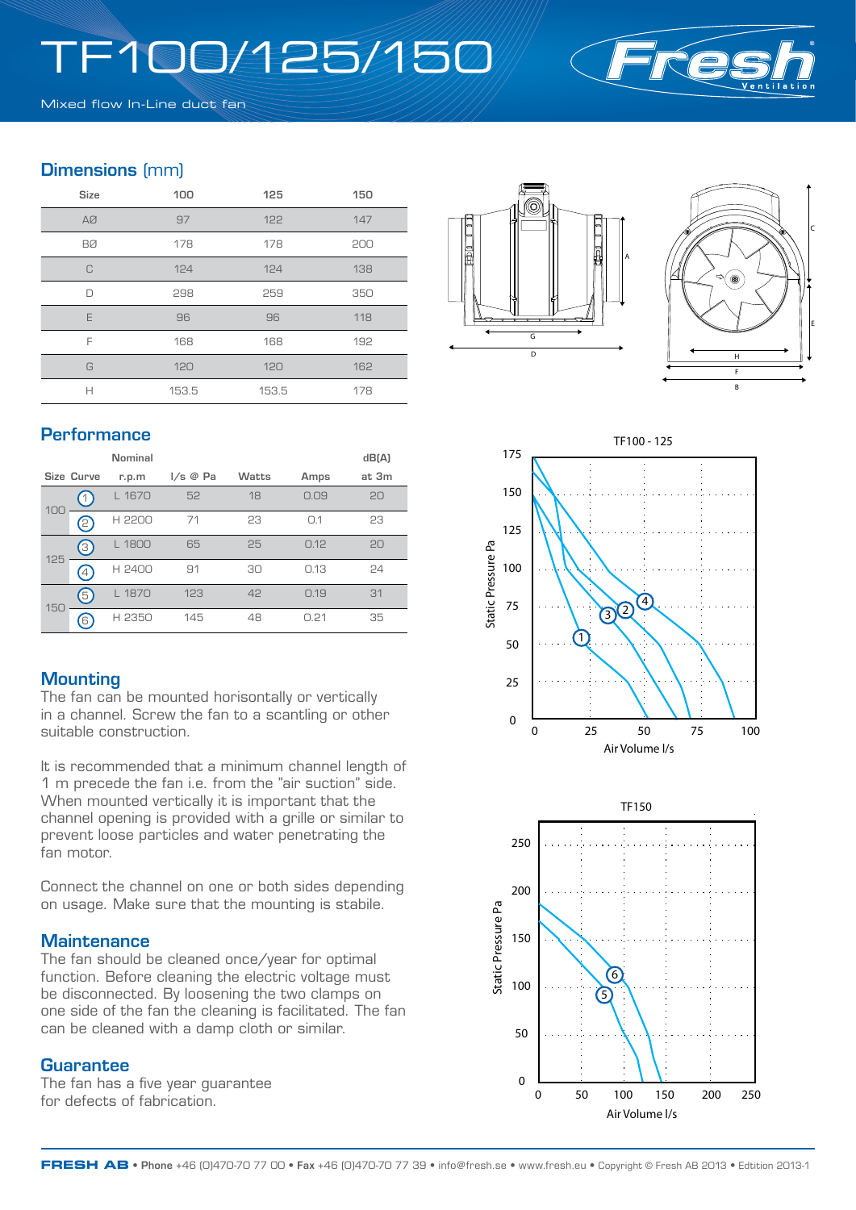# TF100/125/150

Mixed flow In-Line duct fan

## Dimensions (mm)

| Size | 100 | 125 | 150 |
|---|---|---|---|
| AØ | 97 | 122 | 147 |
| BØ | 178 | 178 | 200 |
| C | 124 | 124 | 138 |
| D | 298 | 259 | 350 |
| E | 96 | 96 | 118 |
| F | 168 | 168 | 192 |
| G | 120 | 120 | 162 |
| H | 153.5 | 153.5 | 178 |

A
G
D
C
E
H
F
B

## Performance

| Size | Curve | Nominal r.p.m | l/s @ Pa | Watts | Amps | dB(A) at 3m |
|---|---|---|---|---|---|---|
| 100 | 1 | L 1670 | 52 | 18 | 0.09 | 20 |
| | 2 | H 2200 | 71 | 23 | 0.1 | 23 |
| 125 | 3 | L 1800 | 65 | 25 | 0.12 | 20 |
| | 4 | H 2400 | 91 | 30 | 0.13 | 24 |
| 150 | 5 | L 1870 | 123 | 42 | 0.19 | 31 |
| | 6 | H 2350 | 145 | 48 | 0.21 | 35 |

TF100 - 125

Static Pressure Pa

175
150
125
100
75
50
25
0

0 25 50 75 100

Air Volume l/s

1 2 3 4

TF150

Static Pressure Pa

250
200
150
100
50
0

0 50 100 150 200 250

Air Volume l/s

5 6

## Mounting

The fan can be mounted horisontally or vertically in a channel. Screw the fan to a scantling or other suitable construction.

It is recommended that a minimum channel length of 1 m precede the fan i.e. from the "air suction" side. When mounted vertically it is important that the channel opening is provided with a grille or similar to prevent loose particles and water penetrating the fan motor.

Connect the channel on one or both sides depending on usage. Make sure that the mounting is stabile.

## Maintenance

The fan should be cleaned once/year for optimal function. Before cleaning the electric voltage must be disconnected. By loosening the two clamps on one side of the fan the cleaning is facilitated. The fan can be cleaned with a damp cloth or similar.

## Guarantee

The fan has a five year guarantee for defects of fabrication.

**FRESH AB** • **Phone** +46 (0)470-70 77 00 • **Fax** +46 (0)470-70 77 39 • info@fresh.se • www.fresh.eu • Copyright © Fresh AB 2013 • Edtition 2013-1